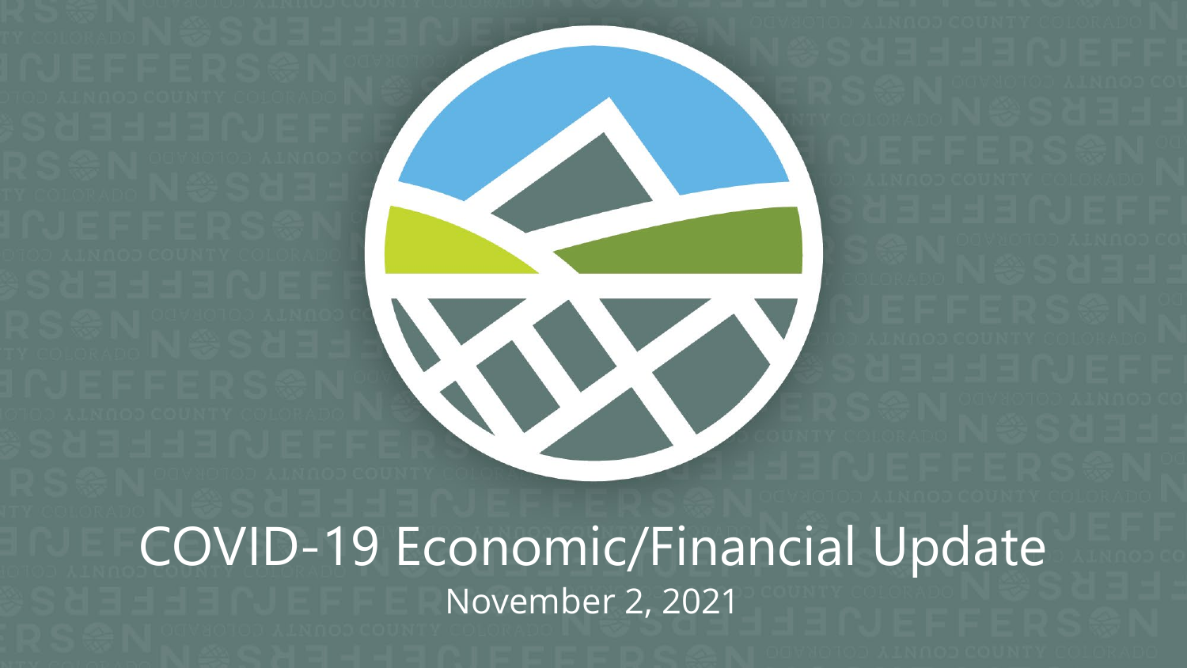# COVID-19 Economic/Financial Update

November 2, 2021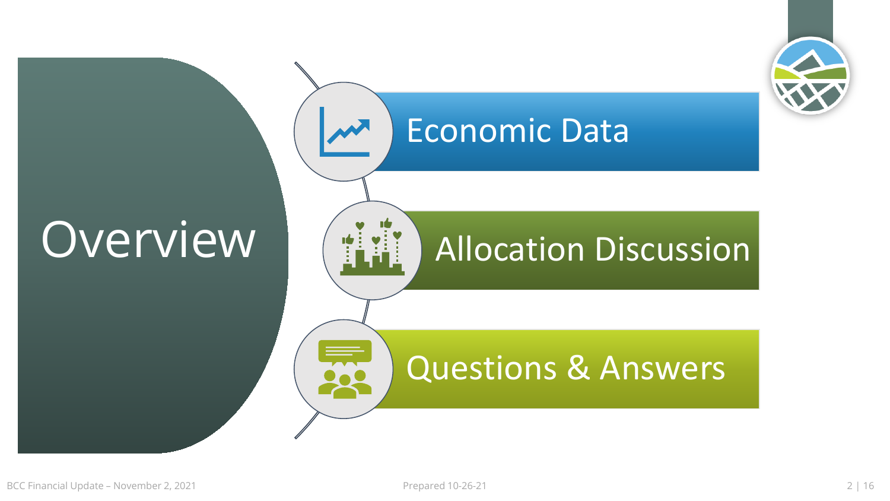# Overview

- Economic Data
- Allocation Discussion
- Questions & Answers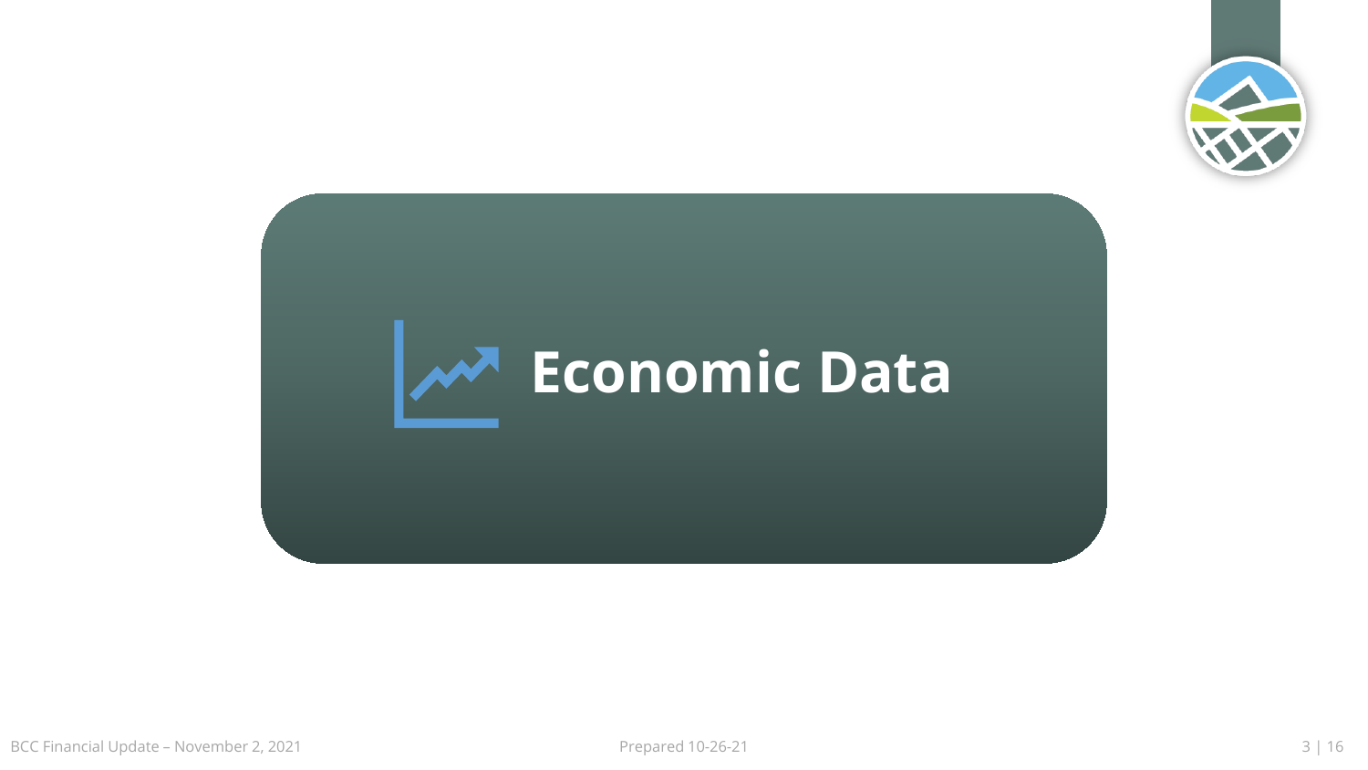# Economic Data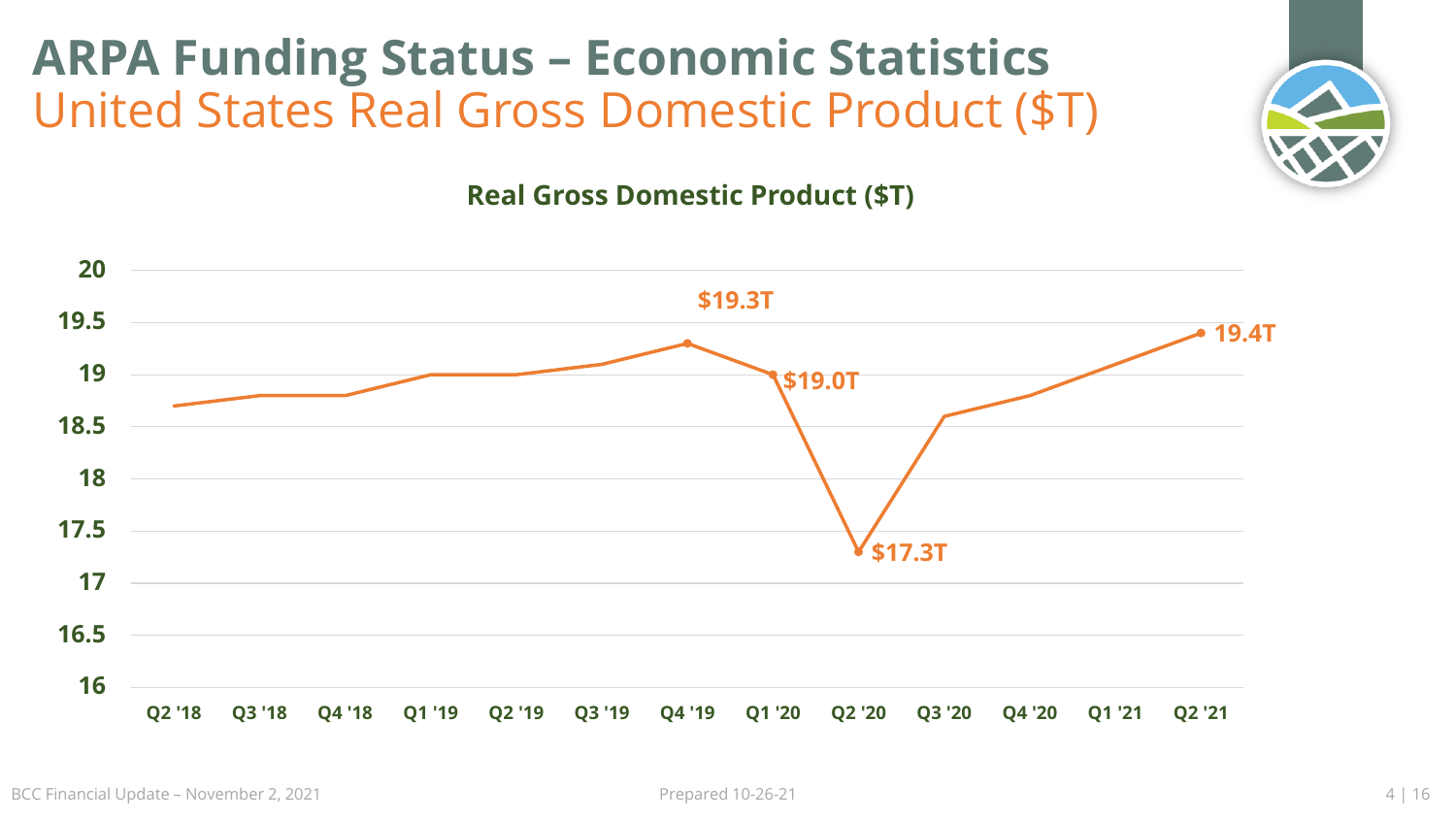# ARPA Funding Status – Economic Statistics

## United States Real Gross Domestic Product ($T)

**Real Gross Domestic Product ($T)**

| Quarter | Q2 '18 | Q3 '18 | Q4 '18 | Q1 '19 | Q2 '19 | Q3 '19 | Q4 '19 | Q1 '20 | Q2 '20 | Q3 '20 | Q4 '20 | Q1 '21 | Q2 '21 |
|---|---|---|---|---|---|---|---|---|---|---|---|---|---|
| Labeled value | | | | | | | $19.3T | $19.0T | $17.3T | | | | 19.4T |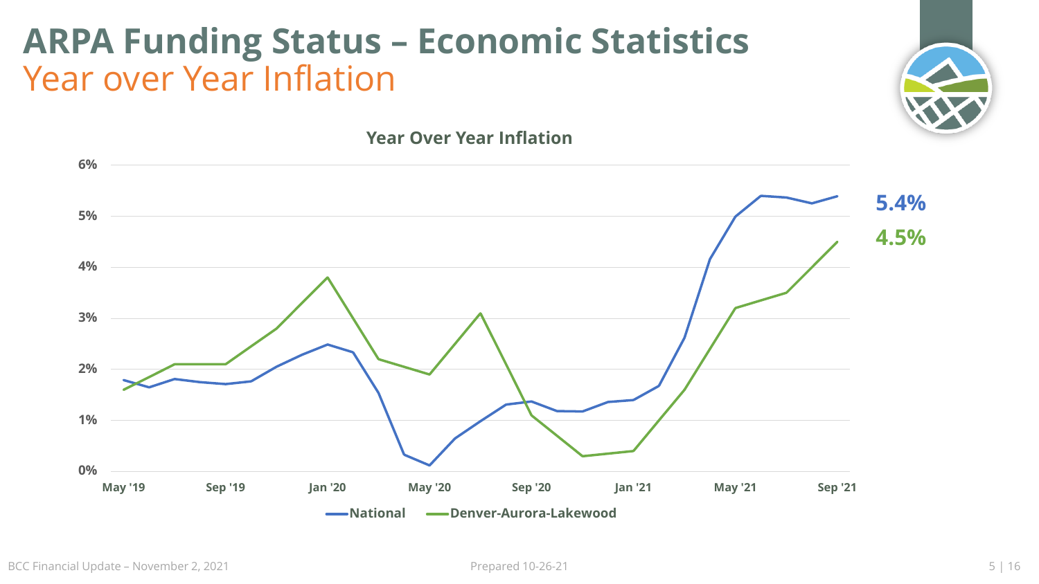# ARPA Funding Status – Economic Statistics

## Year over Year Inflation

**Year Over Year Inflation**

6%
5%
4%
3%
2%
1%
0%

May '19 Sep '19 Jan '20 May '20 Sep '20 Jan '21 May '21 Sep '21

**5.4%**

**4.5%**

**National** **Denver-Aurora-Lakewood**

BCC Financial Update – November 2, 2021

Prepared 10-26-21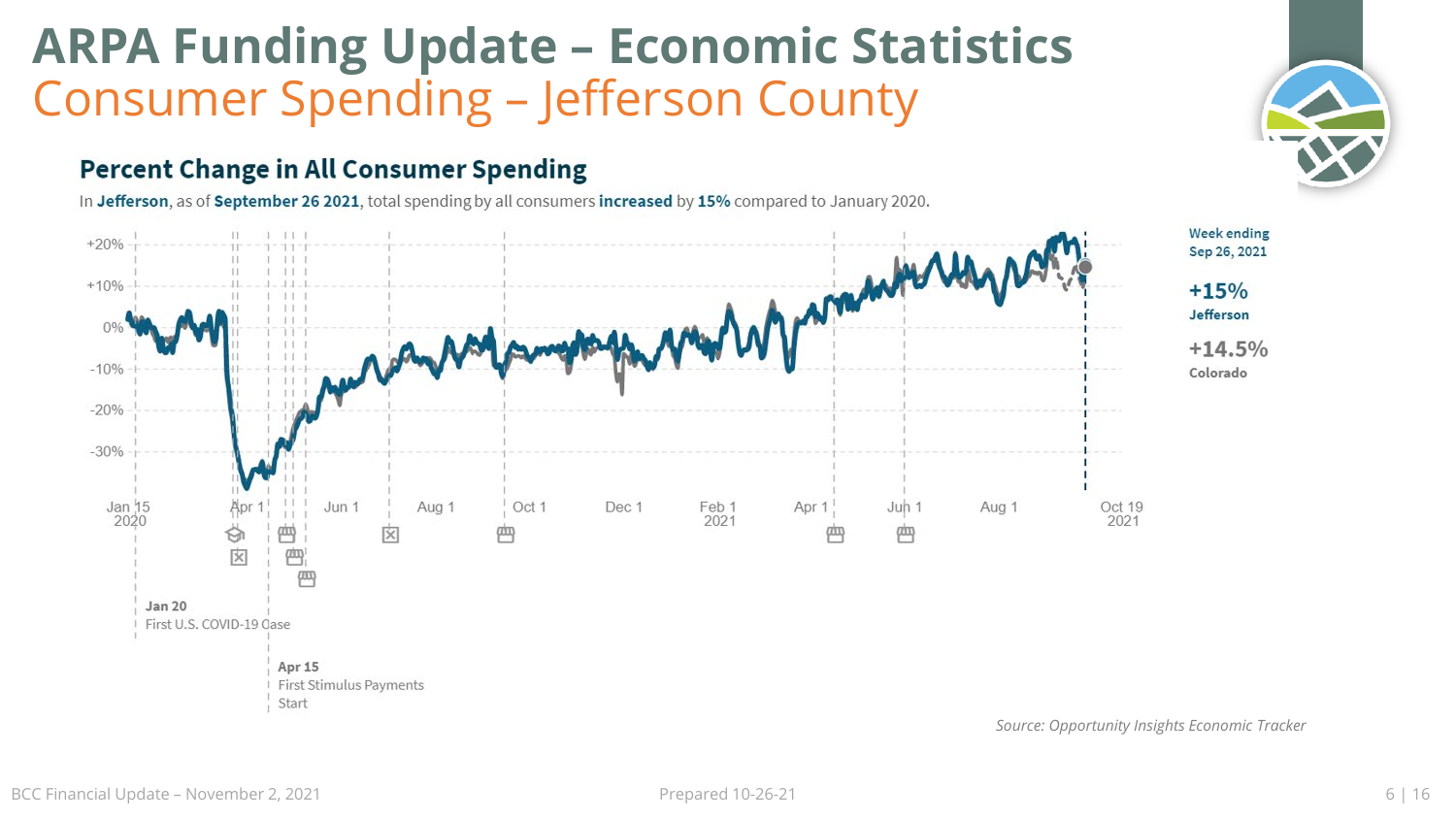# ARPA Funding Update – Economic Statistics

## Consumer Spending – Jefferson County

### Percent Change in All Consumer Spending

In **Jefferson**, as of **September 26 2021**, total spending by all consumers **increased** by **15%** compared to January 2020.

+20%
+10%
0%
-10%
-20%
-30%

Jan 15 2020
Apr 1
Jun 1
Aug 1
Oct 1
Dec 1
Feb 1 2021
Apr 1
Jun 1
Aug 1
Oct 19 2021

**Jan 20**
First U.S. COVID-19 Case

**Apr 15**
First Stimulus Payments Start

**Week ending Sep 26, 2021**

**+15%**
**Jefferson**

**+14.5%**
**Colorado**

*Source: Opportunity Insights Economic Tracker*

Prepared 10-26-21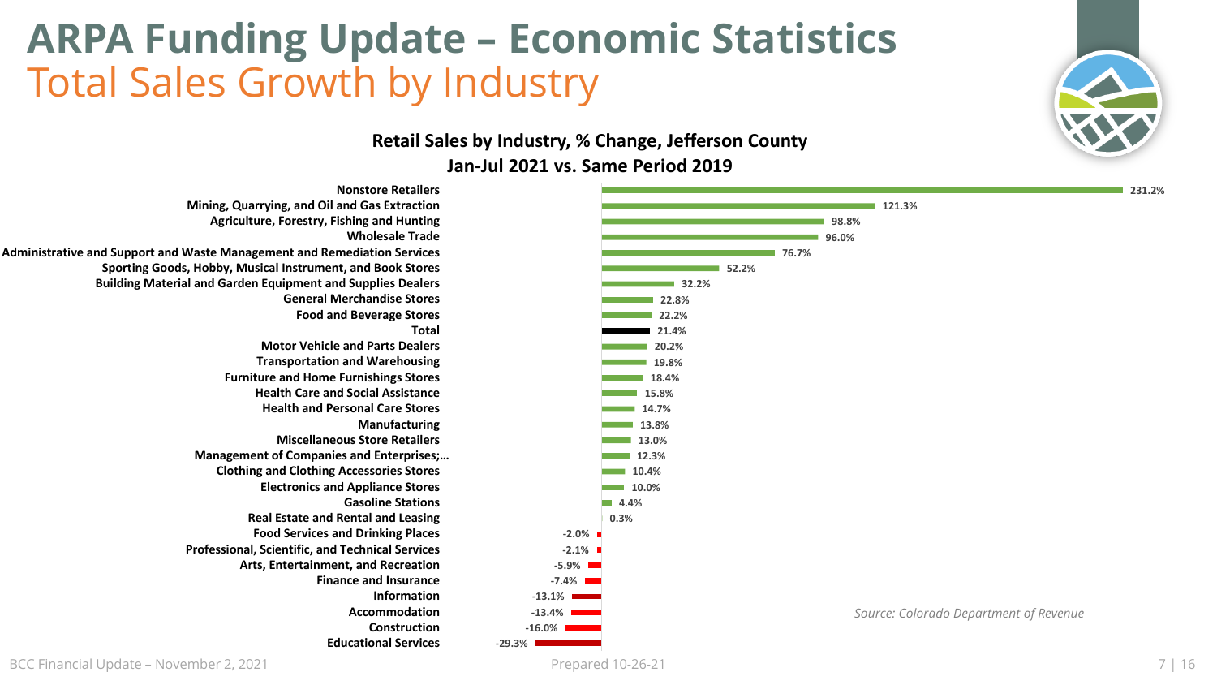# ARPA Funding Update – Economic Statistics

## Total Sales Growth by Industry

**Retail Sales by Industry, % Change, Jefferson County**
**Jan-Jul 2021 vs. Same Period 2019**

Nonstore Retailers 231.2%
Mining, Quarrying, and Oil and Gas Extraction 121.3%
Agriculture, Forestry, Fishing and Hunting 98.8%
Wholesale Trade 96.0%
Administrative and Support and Waste Management and Remediation Services 76.7%
Sporting Goods, Hobby, Musical Instrument, and Book Stores 52.2%
Building Material and Garden Equipment and Supplies Dealers 32.2%
General Merchandise Stores 22.8%
Food and Beverage Stores 22.2%
Total 21.4%
Motor Vehicle and Parts Dealers 20.2%
Transportation and Warehousing 19.8%
Furniture and Home Furnishings Stores 18.4%
Health Care and Social Assistance 15.8%
Health and Personal Care Stores 14.7%
Manufacturing 13.8%
Miscellaneous Store Retailers 13.0%
Management of Companies and Enterprises;… 12.3%
Clothing and Clothing Accessories Stores 10.4%
Electronics and Appliance Stores 10.0%
Gasoline Stations 4.4%
Real Estate and Rental and Leasing 0.3%
Food Services and Drinking Places -2.0%
Professional, Scientific, and Technical Services -2.1%
Arts, Entertainment, and Recreation -5.9%
Finance and Insurance -7.4%
Information -13.1%
Accommodation -13.4%
Construction -16.0%
Educational Services -29.3%

*Source: Colorado Department of Revenue*

BCC Financial Update – November 2, 2021

Prepared 10-26-21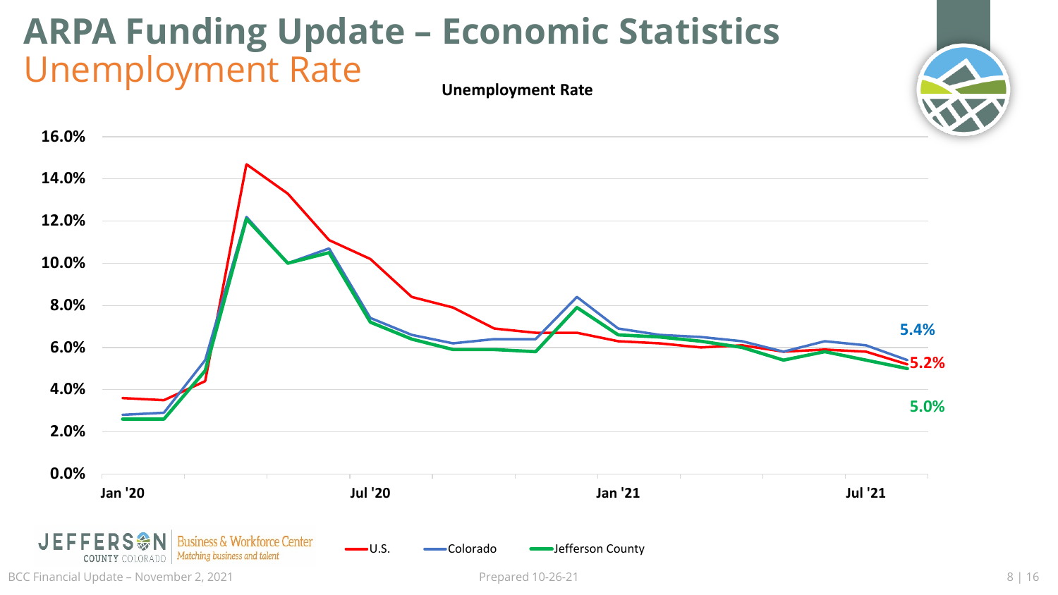# ARPA Funding Update – Economic Statistics

## Unemployment Rate

**Unemployment Rate**

16.0%
14.0%
12.0%
10.0%
8.0%
6.0%
4.0%
2.0%
0.0%

Jan '20
Jul '20
Jan '21
Jul '21

5.4%
5.2%
5.0%

U.S.
Colorado
Jefferson County

JEFFERSON COUNTY COLORADO | Business & Workforce Center — Matching business and talent

BCC Financial Update – November 2, 2021

Prepared 10-26-21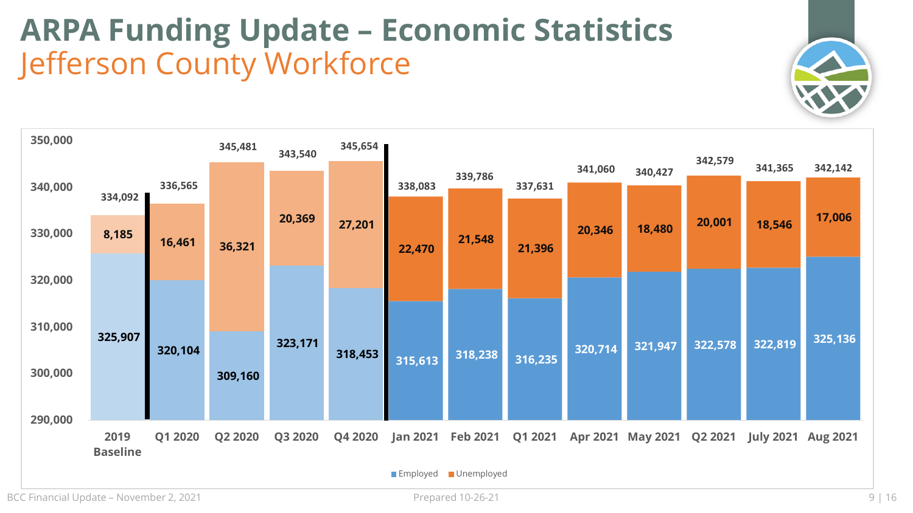# ARPA Funding Update – Economic Statistics

## Jefferson County Workforce

350,000
340,000
330,000
320,000
310,000
300,000
290,000

2019 Baseline: 334,092; 8,185; 325,907

Q1 2020: 336,565; 16,461; 320,104

Q2 2020: 345,481; 36,321; 309,160

Q3 2020: 343,540; 20,369; 323,171

Q4 2020: 345,654; 27,201; 318,453

Jan 2021: 338,083; 22,470; 315,613

Feb 2021: 339,786; 21,548; 318,238

Q1 2021: 337,631; 21,396; 316,235

Apr 2021: 341,060; 20,346; 320,714

May 2021: 340,427; 18,480; 321,947

Q2 2021: 342,579; 20,001; 322,578

July 2021: 341,365; 18,546; 322,819

Aug 2021: 342,142; 17,006; 325,136

Employed
Unemployed

BCC Financial Update – November 2, 2021

Prepared 10-26-21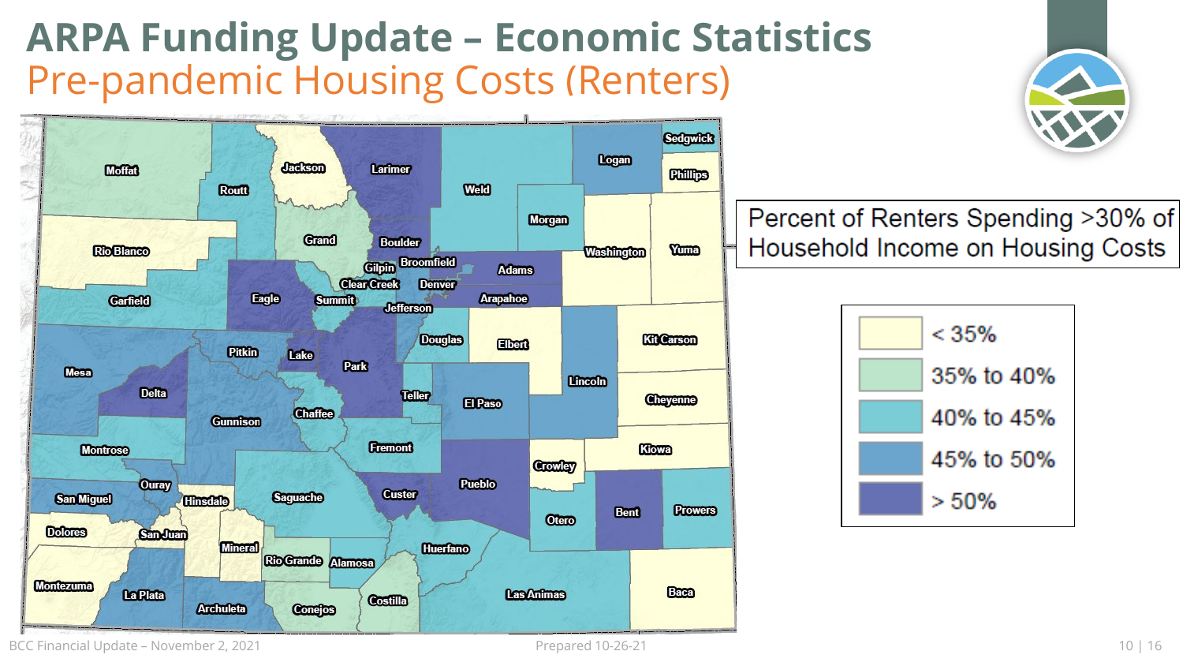# ARPA Funding Update – Economic Statistics

## Pre-pandemic Housing Costs (Renters)

Percent of Renters Spending >30% of Household Income on Housing Costs

< 35%
35% to 40%
40% to 45%
45% to 50%
> 50%

Moffat
Jackson
Larimer
Sedgwick
Logan
Phillips
Routt
Weld
Morgan
Grand
Boulder
Rio Blanco
Washington
Yuma
Gilpin
Broomfield
Adams
Clear Creek
Denver
Eagle
Summit
Garfield
Arapahoe
Jefferson
Douglas
Elbert
Kit Carson
Pitkin
Lake
Park
Mesa
Delta
Lincoln
Teller
El Paso
Cheyenne
Chaffee
Gunnison
Fremont
Montrose
Crowley
Kiowa
Ouray
Custer
Pueblo
San Miguel
Hinsdale
Saguache
Otero
Bent
Prowers
Dolores
San Juan
Mineral
Huerfano
Rio Grande
Alamosa
Montezuma
La Plata
Baca
Las Animas
Costilla
Archuleta
Conejos

BCC Financial Update – November 2, 2021

Prepared 10-26-21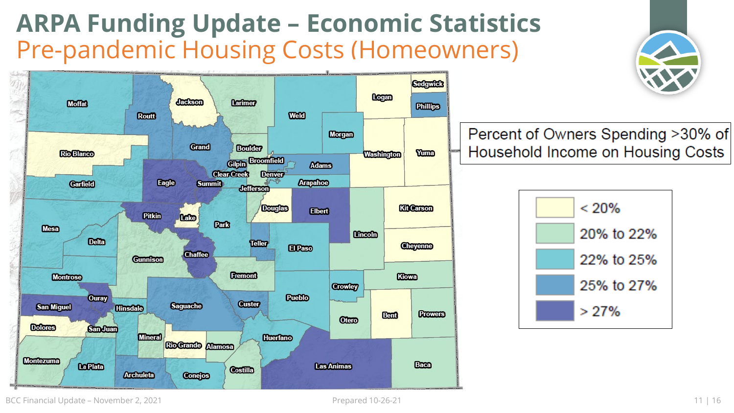# ARPA Funding Update – Economic Statistics

## Pre-pandemic Housing Costs (Homeowners)

Percent of Owners Spending >30% of Household Income on Housing Costs

< 20%
20% to 22%
22% to 25%
25% to 27%
> 27%

Moffat
Jackson
Larimer
Weld
Logan
Sedgwick
Phillips
Routt
Grand
Boulder
Morgan
Rio Blanco
Gilpin
Broomfield
Adams
Washington
Yuma
Clear Creek
Denver
Garfield
Eagle
Summit
Jefferson
Arapahoe
Douglas
Elbert
Kit Carson
Pitkin
Lake
Park
Mesa
Lincoln
Delta
Teller
El Paso
Cheyenne
Chaffee
Gunnison
Fremont
Kiowa
Montrose
Crowley
Ouray
Pueblo
San Miguel
Hinsdale
Saguache
Custer
Bent
Prowers
Otero
Dolores
San Juan
Mineral
Huerfano
Rio Grande
Alamosa
Montezuma
Las Animas
Baca
La Plata
Costilla
Archuleta
Conejos

BCC Financial Update – November 2, 2021

Prepared 10-26-21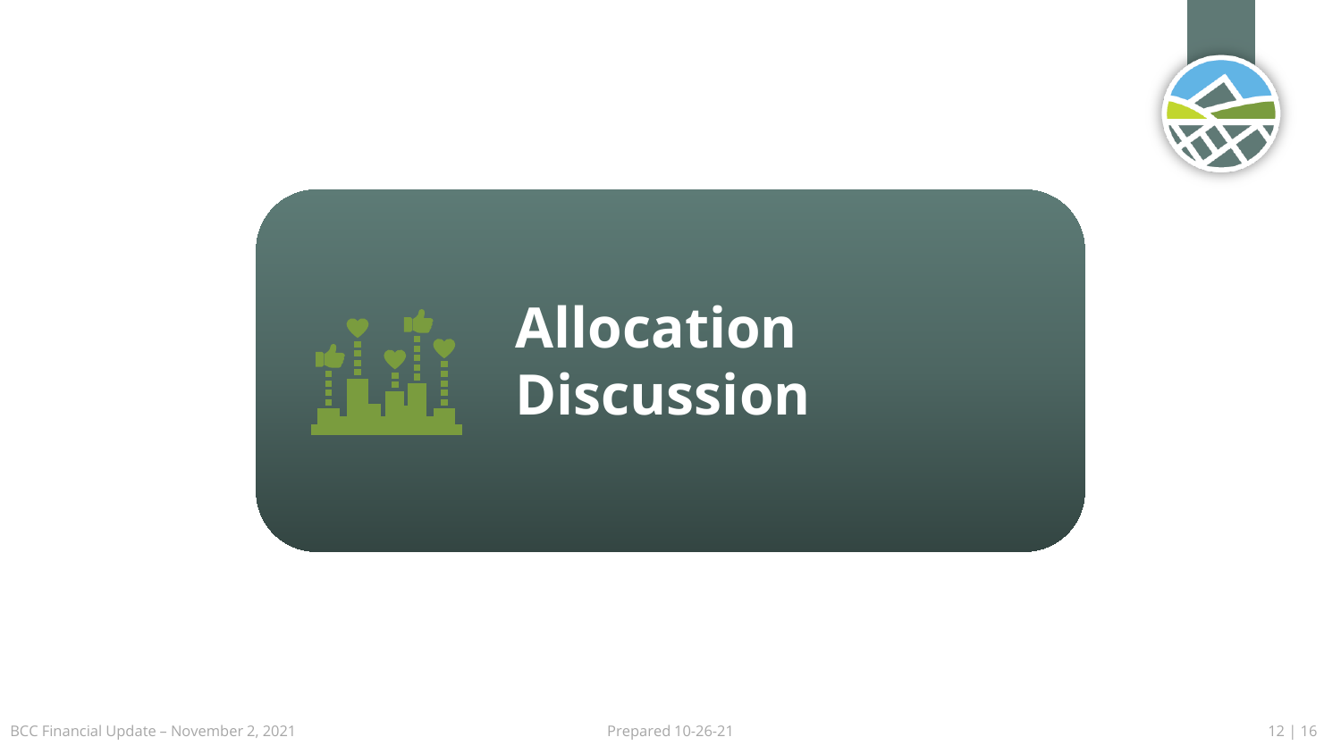# Allocation Discussion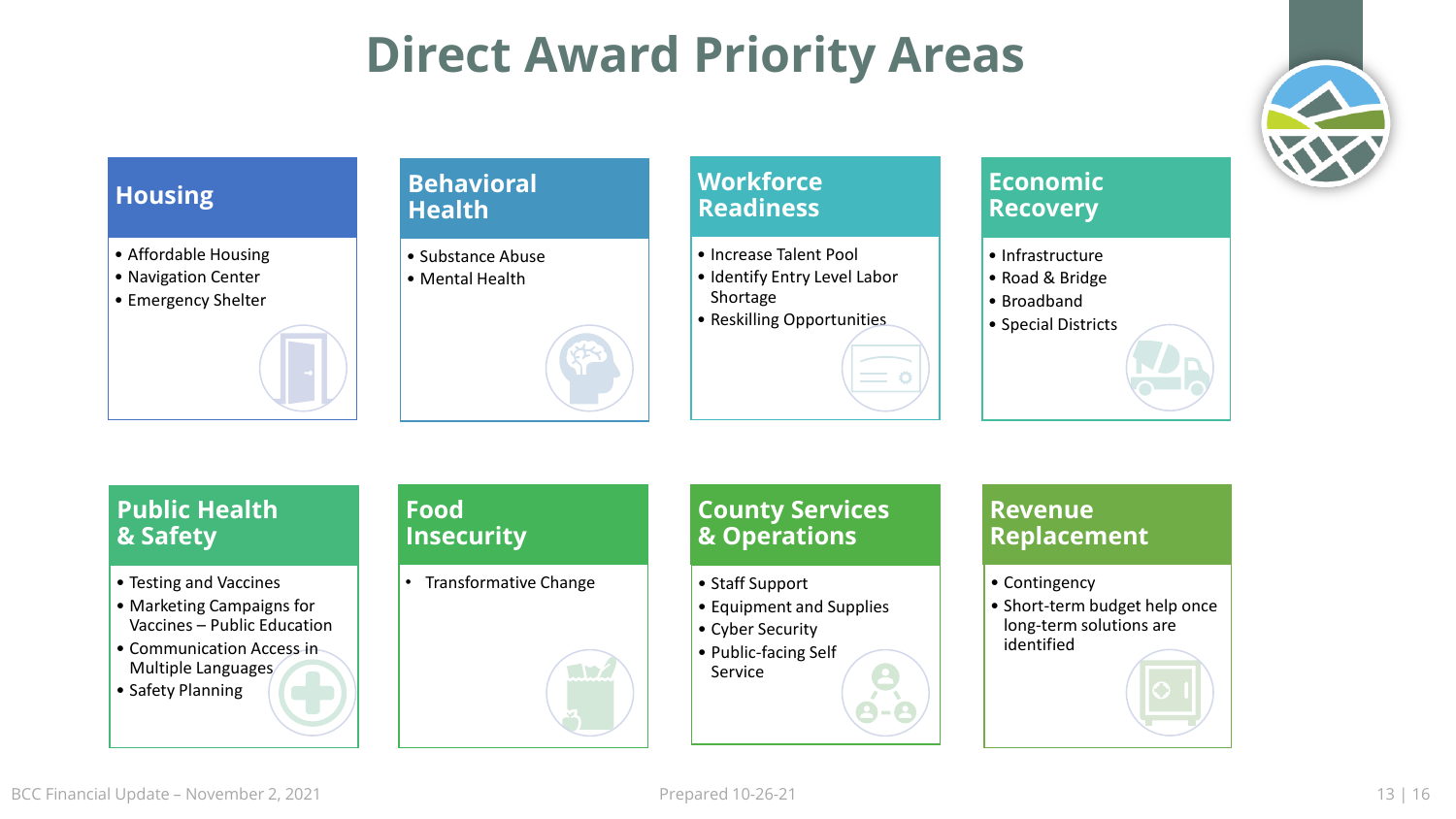# Direct Award Priority Areas

## Housing

- Affordable Housing
- Navigation Center
- Emergency Shelter

## Behavioral Health

- Substance Abuse
- Mental Health

## Workforce Readiness

- Increase Talent Pool
- Identify Entry Level Labor Shortage
- Reskilling Opportunities

## Economic Recovery

- Infrastructure
- Road & Bridge
- Broadband
- Special Districts

## Public Health & Safety

- Testing and Vaccines
- Marketing Campaigns for Vaccines – Public Education
- Communication Access in Multiple Languages
- Safety Planning

## Food Insecurity

- Transformative Change

## County Services & Operations

- Staff Support
- Equipment and Supplies
- Cyber Security
- Public-facing Self Service

## Revenue Replacement

- Contingency
- Short-term budget help once long-term solutions are identified

BCC Financial Update – November 2, 2021

Prepared 10-26-21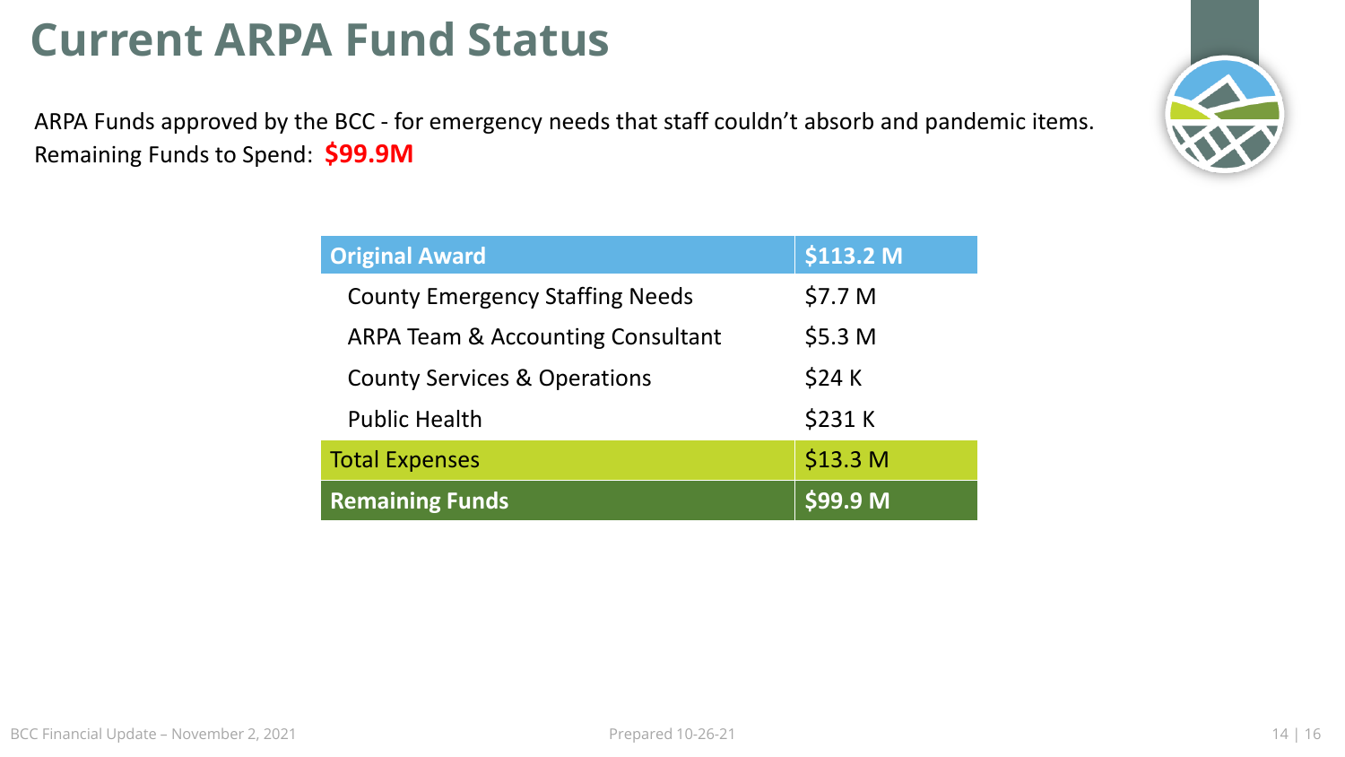# Current ARPA Fund Status

ARPA Funds approved by the BCC - for emergency needs that staff couldn't absorb and pandemic items.
Remaining Funds to Spend: **$99.9M**

| **Original Award** | **$113.2 M** |
|---|---|
| County Emergency Staffing Needs | $7.7 M |
| ARPA Team & Accounting Consultant | $5.3 M |
| County Services & Operations | $24 K |
| Public Health | $231 K |
| Total Expenses | $13.3 M |
| **Remaining Funds** | **$99.9 M** |

BCC Financial Update – November 2, 2021

Prepared 10-26-21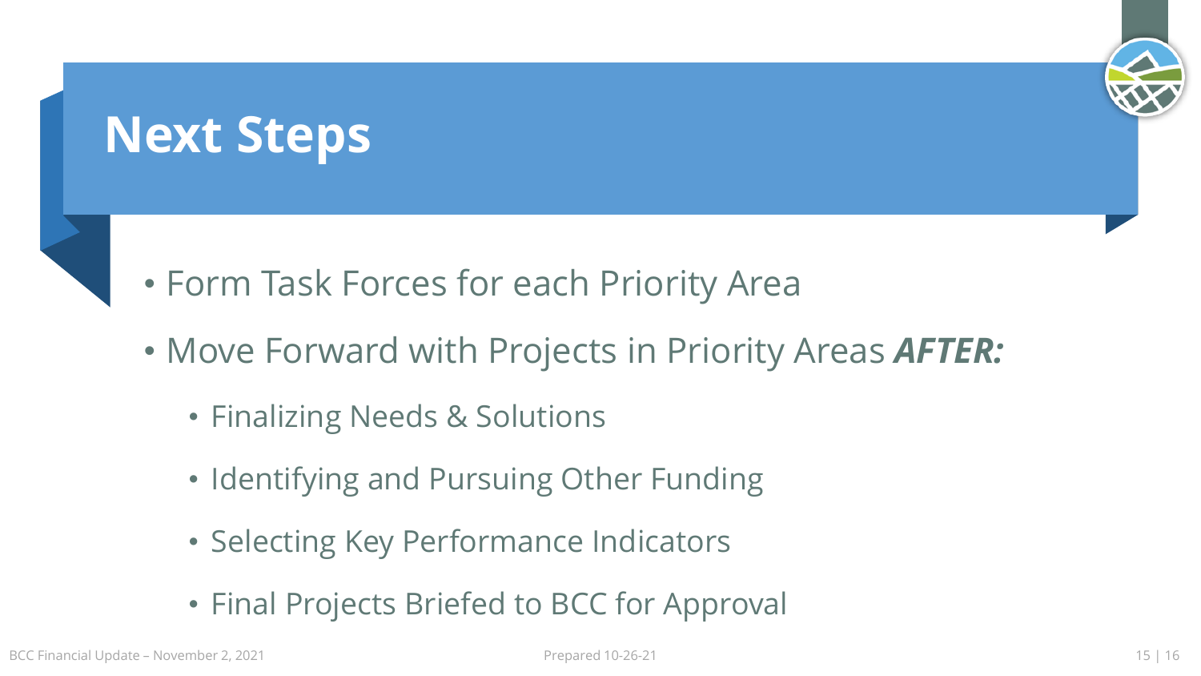# Next Steps

- Form Task Forces for each Priority Area
- Move Forward with Projects in Priority Areas ***AFTER:***
  - Finalizing Needs & Solutions
  - Identifying and Pursuing Other Funding
  - Selecting Key Performance Indicators
  - Final Projects Briefed to BCC for Approval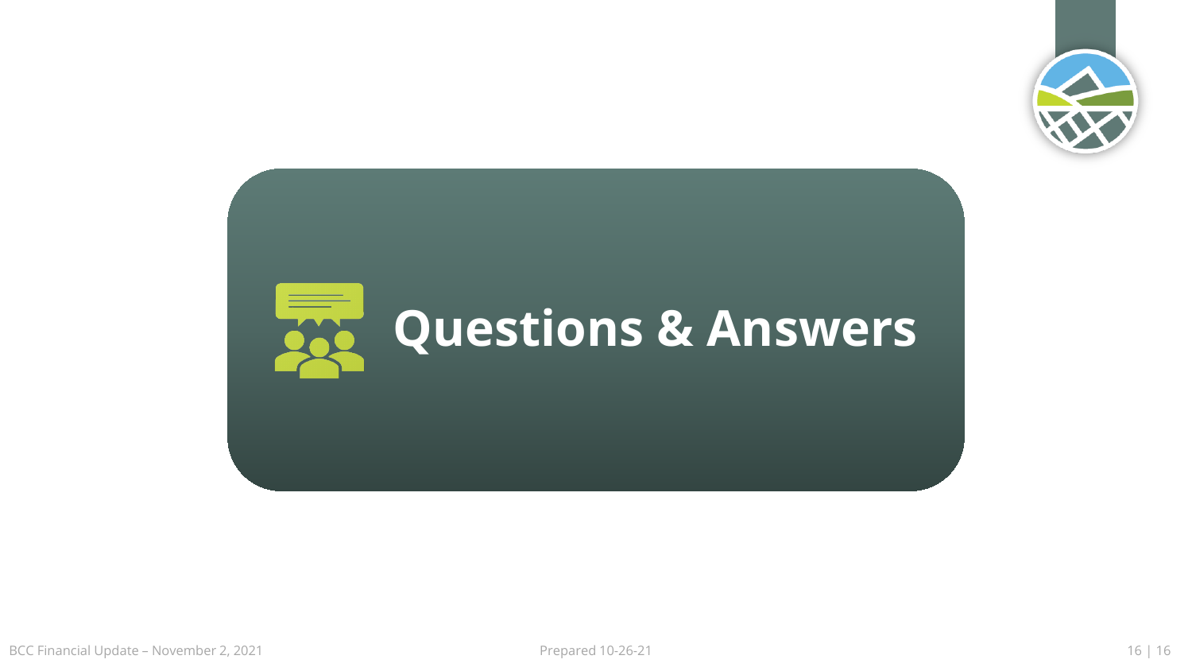# Questions & Answers